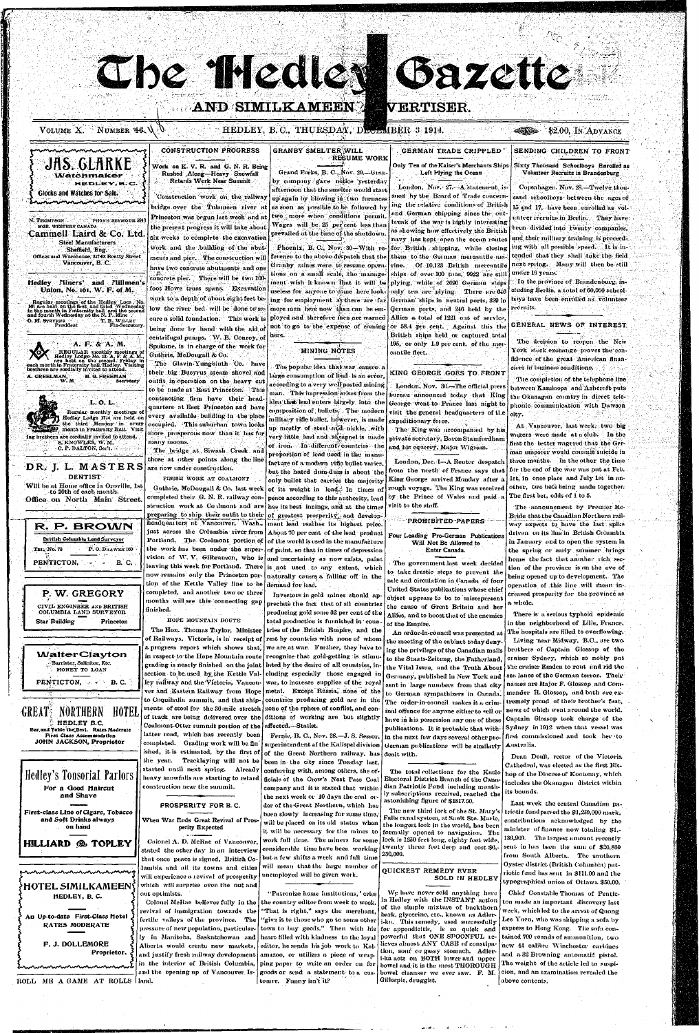# The Hedley Gazette

## AND SIMILKAMEEN ADVERTISER.

VOLUME X. NUMBER 46. HEDLEY, B. C., THURSDAY, DECEMBER 3 1914. $2.00, IN ADVANCE

**JAS. CLARKE**
Watchmaker
HEDLEY, B. C.
Clocks and Watches for Sale.

N. THOMPSON PHONE SEYMOUR 5913
MGR. WESTERN CANADA
**Cammell Laird & Co. Ltd.**
Steel Manufacturers
Sheffield, Eng.
Offices and Warehouse, 847-63 Beatty Street
Vancouver, B. C.

**Hedley Miners' and Millmen's Union, No. 161, W. F. of M.**

Regular meetings of the Hedley Local No. 161 are held on the first and third Wednesday in the month in Fraternity hall and the second and fourth Wednesday at the N. P. Mine
O. M. STEVENS, President — T. R. WILLEY, Fin-Secretary.

**A. F. & A. M.**

REGULAR monthly meetings of Hedley Lodge No. 43, A. F. & A. M., are held on the second Friday in each month in Fraternity hall, Hedley. Visiting brethren are cordially invited to attend.
A. CREELMAN, W. M. — H. G. FREEMAN, Secretary

**L. O. L.**

Regular monthly meetings of Hedley Lodge 1744 are held on the third Monday in every month in Fraternity Hall. Visiting brethren are cordially invited to attend.
S. KNOWLES, W. M.
C. P. DALTON, Sec't.

**DR. J. L. MASTERS**
DENTIST
Will be at Home office in Oroville, 1st to 20th of each month.
Office on North Main Street.

**R. P. BROWN**
British Columbia Land Surveyor
TEL. No. 78 — P. O. DRAWER 160
PENTICTON, B. C.

**P. W. GREGORY**
CIVIL ENGINEER AND BRITISH COLUMBIA LAND SURVEYOR
Star Building — Princeton

**Walter Clayton**
Barrister, Solicitor, Etc.
MONEY TO LOAN
PENTICTON, B. C.

**GREAT NORTHERN HOTEL**
HEDLEY B.C.
Bar and Table the Best. Rates Moderate
First Class Accommodation
JOHN JACKSON, Proprietor

**Hedley's Tonsorial Parlors**
For a Good Haircut and Shave
First-class Line of Cigars, Tobacco and Soft Drinks always on hand
**HILLIARD & TOPLEY**

**HOTEL SIMILKAMEEN**
HEDLEY, B. C.
An Up-to-date First-Class Hotel
RATES MODERATE
F. J. DOLLEMORE, Proprietor.

ROLL ME A GAME AT ROLLS

## CONSTRUCTION PROGRESS

Work on K. V. R. and G. N. R. Being Rushed Along—Heavy Snowfall Retards Work Near Summit

Construction work on the railway bridge over the Tulameen river at Princeton was begun last week and at the present progress it will take about six weeks to complete the excavation work and the building of the abutments and pier. The construction will have two concrete abutments and one concrete pier. There will be two 100-foot Howe truss spans. Excavation work to a depth of about eight feet below the river bed will be done to secure a solid foundation. This work is being done by hand with the aid of centrifugal pumps. W. B. Conroy, of Spokane, is in charge of the work for Guthrie, McDougall & Co.

The Glavin-Yungbluth Co. have their big Bucyrus steam shovel and outfit in operation on the heavy cut to be made at East Princeton. This contracting firm have their headquarters at East Princeton and have every available building in the place occupied. This suburban town looks more prosperous now than it has for many moons.

The bridge at Siwash Creek and those at other points along the line are now under construction.

FINISH WORK AT COALMONT

Guthrie, McDougall & Co. last week completed their G. N. R. railway construction work at Coalmont and are preparing to ship their outfit to their headquarters at Vancouver, Wash., just across the Columbia river from Portland. The Coalmont portion of the work has been under the supervision of W. V. Gilbranson, who is leaving this week for Portland. There now remains only the Princeton portion of the Kettle Valley line to be completed, and another two or three months will see this connecting gap finished.

HOPE MOUNTAIN ROUTE

The Hon. Thomas Taylor, Minister of Railways, Victoria, is in receipt of a progress report which shows that, in respect to the Hope Mountain route grading is nearly finished on the joint section to be used by the Kettle Valley railway and the Victoria, Vancouver and Eastern Railway from Hope to Coquihalla summit, and that shipments of steel for the 36-mile stretch of track are being delivered over the Coalmont-Otter summit portion of the latter road, which has recently been completed. Grading work will be finished, it is estimated, by the first of the year. Tracklaying will not be started until next spring. Already heavy snowfalls are starting to retard construction near the summit.

## PROSPERITY FOR B. C.

When War Ends Great Revival of Prosperity Expected

Colonel A. D. McRae of Vancouver, stated the other day in an interview that once peace is signed, British Columbia and all its towns and cities will experience a revival of prosperity which will surprise even the out and out optimists.

Colonel McRae believes fully in the revival of immigration towards the fertile valleys of the province. The pressure of new population, particularly in Manitoba, Saskatchewan and Alberta would create new markets, and justify fresh railway development in the interior of British Columbia, and the opening up of Vancouver Island.

## GRANBY SMELTER WILL RESUME WORK

Grand Forks, B. C., Nov. 29.—Granby company gave notice yesterday afternoon that the smelter would start up again by blowing in two furnaces as soon as possible to be followed by two more when conditions permit. Wages will be 25 per cent less than prevailed at the time of the shutdown.

Phoenix, B. C., Nov. 30—With reference to the above despatch that the Granby mines were to resume operations on a small scale, the management wish it known that it will be useless for anyone to come here looking for employment as there are far more men here now than can be employed and therefore men are warned not to go to the expense of coming here.

## MINING NOTES

The popular idea that war causes a large consumption of lead is an error, according to a very well posted mining man. This impression arises from the idea that lead enters largely into the composition of bullets. The modern military rifle bullet, however, is made up mostly of steel and nickle, with very little lead and steel and nickle, with very little lead and antimony. In different countries the proportion of lead used in the manufacture of a modern rifle bullet varies, but the hated dum-dum is about the only bullet that carries the majority of its weight in lead. In two of the cases according to this authority, lead has its best innings, and at the times of greatest prosperity and development lead reaches its highest price. About 70 per cent of the lead product of the world is used in the manufacture of paint, so that in times of depression and uncertainty as now exists, paint is not used to any extent, which naturally causes a falling off in the demand for lead.

Investors in gold mines should appreciate the fact that of all countries producing gold some 82 per cent of the total production is furnished in countries of the British Empire, and the rest by countries with none of whom we are at war. Further, they have to recognize that gold-getting is stimulated by the desire of all countries, including especially those engaged in war, to increase supplies of the royal metal. Except Russia, none of the countries producing gold are in the zone of the sphere of conflict, and conditions of working are but slightly affected.—Statist.

Fernie, B. C., Nov. 28.—J. S. Sessor, superintendent of the Kalispel division of the Great Northern railway, has been in the city since Tuesday last, conferring with, among others, the officials of the Crow's Nest Pass Coal company and it is stated that within the next week or 10 days the coal order of the Great Northern, which has been slowly increasing for some time, will be placed on its old status when it will be necessary for the mines to work full time. The miners for some considerable time have been working but a few shifts a week and full time will mean that the large number of unemployed will be given work.

"Patronize home institutions," cries the country editor from week to week. "That is right," says the merchant, "give it to those who go to some other town to buy goods." Then with his heart filled with kindness to the loyal editor, he sends his job work to Kalamazoo, or utilizes a piece of wrapping paper to write an order on for goods or send a statement to a customer. Funny isn't it?

## GERMAN TRADE CRIPPLED

Only Ten of the Kaiser's Merchants Ships Left Plying the Ocean

London, Nov. 27.—A statement issued by the Board of Trade concerning the relative conditions of British and German shipping since the outbreak of the war is highly interesting as showing how effectively the British navy has kept open the ocean routes for British shipping, while closing them to the German mercantile marine. Of 10,123 British mercantile ships of over 100 tons, 9923 are still plying, while of 2090 German ships only ten are plying. There are 646 German ships in neutral ports, 820 in German ports, and 246 held by the Allies a total of 1221 out of service, or 58.4 per cent. Against this the British ships held or captured total 195, or only 1.9 per cent. of the mercantile fleet.

## KING GEORGE GOES TO FRONT

London, Nov. 30.—The official press bureau announced today that King George went to France last night to visit the general headquarters of the expeditionary force.

The King was accompanied by his private secretary, Baron Stamfordham and his equerry, Major Wigram.

London, Dec. 1.—A Reuter despatch from the north of France says that King George arrived Monday after a rough voyage. The King was received by the Prince of Wales and paid a visit to the staff.

## PROHIBITED PAPERS

Four Leading Pro-German Publications Will Not Be Allowed to Enter Canada.

The government last week decided to take drastic steps to prevent the sale and circulation in Canada of four United States publications whose chief object appears to be to misrepresent the cause of Great Britain and her Allies, and to boost that of the enemies of the Empire.

An order-in-council was presented at the meeting of the cabinet today denying the privilege of the Canadian mails to the Staats-Zeitung, the Fatherland, the Vital Issue, and the Truth About Germany, published in New York and sent in large numbers from that city to German sympathizers in Canada. The order-in-council makes it a criminal offence for anyone either to sell or have in his possession any one of these publications. It is probable that within the next few days several other pro-German publications will be similarly dealt with.

The total collections for the Kaslo Electoral District Branch of the Canadian Patriotic Fund including monthly subscriptions received, reached the astonishing figure of $1817.50.

The new third lock of the St. Mary's Falls canal system, at Sault Ste. Marie, the longest lock in the world, has been formally opened to navigation. The lock is 1350 feet long, eighty feet wide, twenty three feet deep and cost $6,-250,000.

## QUICKEST REMEDY EVER SOLD IN HEDLEY

We have never sold anything here in Hedley with the INSTANT action of the simple mixture of buckthorn bark, glycerine, etc., known as Adler-i-ka. This remedy, used successfully for appendicitis, is so quick and powerful that ONE SPOONFUL relieves almost ANY CASE of constipation, sour or gassy stomach. Adler-i-ka acts on BOTH lower and upper bowel and it is the most THOROUGH bowel cleanser we ever saw. F. M. Gillespie, druggist.

## SENDING CHILDREN TO FRONT

Sixty Thousand Schoolboys Enrolled as Volunteer Recruits in Brandenburg

Copenhagen, Nov. 28.—Twelve thousand schoolboys between the ages of 15 and 17, have been enrolled as volunteer recruits in Berlin. They have been divided into twenty companies, and their military training is proceeding with all possible speed. It is intended that they shall take the field next spring. Many will then be still under 16 years.

In the province of Brandenburg, including Berlin, a total of 60,000 schoolboys have been enrolled as volunteer recruits.

## GENERAL NEWS OF INTEREST

The decision to reopen the New York stock exchange proves the confidence of the great American financiers in business conditions.

The completion of the telephone line between Kamloops and Ashcroft puts the Okanagan country in direct telephonic communication with Dawson city.

At Vancouver, last week, two big wagers were made at a club. In the first the better wagered that the German emperor would commit suicide in three months. In the other the time for the end of the war was put at Feb. 1st, in once place and July 1st in another, two bets being made together. The first bet, odds of 1 to 5.

The announcement by Premier McBride that the Canadian Northern railway expects to have the last spike driven on its line in British Columbia in January and to open the system in the spring or early summer brings home the fact that another rich section of the province is on the eve of being opened up to development. The operation of this line will mean increased prosperity for the province as a whole.

There is a serious typhoid epidemic in the neighborhood of Lille, France. The hospitals are filled to overflowing.

Living near Midway, B.C., are two brothers of Captain Glossop of the cruiser Sydney, which so nobly put the cruiser Emden to rout and rid the sea lanes of the German terror. Their names are Major F. Glossop and Commander H. Glossop, and both are extremely proud of their brother's feat, news of which went around the world. Captain Glossop took charge of the Sydney in 1912 when that vessel was first commissioned and took her to Australia.

Dean Doull, rector of the Victoria Cathedral, was elected as the first Bishop of the Diocese of Kootenay, which includes the Okanagan district within its bounds.

Last week the central Canadian patriotic fund passed the $1,250,000 mark, contributions acknowledged by the minister of finance now totaling $1,-136,000. The largest amount recently sent in has been the sum of $20,839 from South Alberta. The southern Oyster district (British Columbia) patriotic fund has sent in $111.00 and the typographical union of Ottawa $50.00.

Chief Constable Thomas of Penticton made an important discovery last week, which led to the arrest of Quong Lee Yuen, who was shipping a sofa by express to Hong Kong. The sofa contained 700 rounds of ammunition, two new 44 calibre Winchester carbines and a 32 Browning automatic pistol. The weight of the article led to suspicion, and an examination revealed the above contents.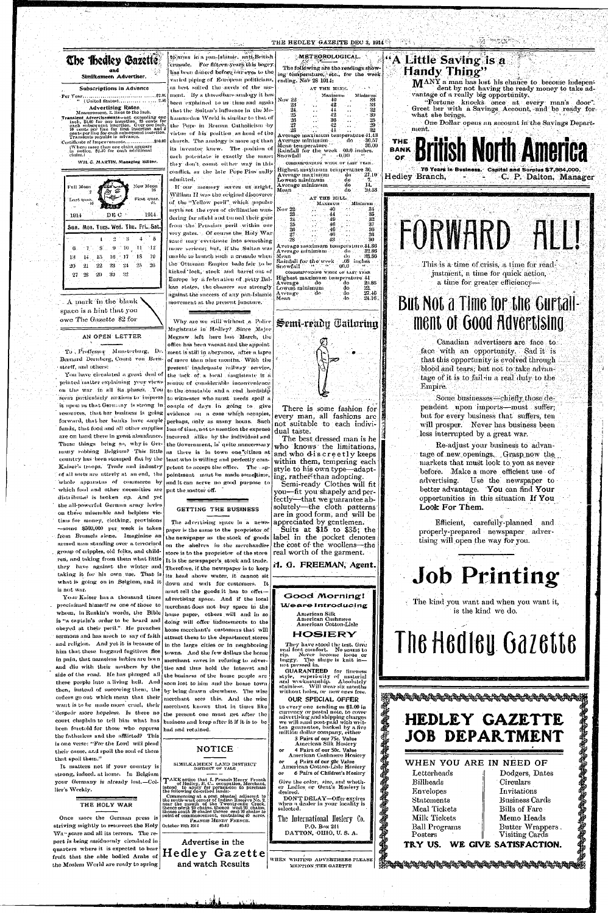# The Hedley Gazette
## and Similkameen Advertiser.

**Subscriptions in Advance**

Per Year ........................ $2.00
" (United States) ........................ 2.50

**Advertising Rates**

Measurement, 12 lines to the inch.

Transient Advertisements—not exceeding one inch, $1.00 for one insertion, 25 cents for each subsequent insertion. Over one inch, 10 cents per line for first insertion and 5 cents per line for each subsequent insertion. Transients payable in advance.

Certificate of Improvements ........................ $10.00
(Where more than one claim appears in notice, $2.50 for each additional claim.)

WM. C. MARTIN, Managing Editor.

Full Moon 2 | New Moon 16
Last quar. 10 | First quar. 24

| Sun. | Mon. | Tues. | Wed. | Thu. | Fri. | Sat. |
|---|---|---|---|---|---|---|
| | | 1 | 2 | 3 | 4 | 5 |
| 6 | 7 | 8 | 9 | 10 | 11 | 12 |
| 13 | 14 | 15 | 16 | 17 | 18 | 19 |
| 20 | 21 | 22 | 23 | 24 | 25 | 26 |
| 27 | 28 | 29 | 30 | 31 | | |

1914 DEC 1914

A mark in the blank space is a hint that you owe The Gazette $2 for

## AN OPEN LETTER

To Professor Munsterburg, Dr. Bernard Dernberg, Count von Bernstorff, and others:

You have circulated a great deal of printed matter explaining your views on the war in all its phases. You seem particularly anxious to impress it upon us that Germany is strong in resources, that her business is going forward, that her banks have ample funds, that food and all other supplies are on hand there in great abundance. These things being so, why is Germany robbing Belgium? This little country has been stamped flat by the Kaiser's troops. Trade and industry of all sorts are utterly at an end, the whole apparatus of commerce by which food and other necessities are distributed is broken up. And yet the all-powerful German army levies on these miserable and helpless victims for money, clothing, provisions—some $500,000 per week is taken from Brussels alone. Imagine an armed man standing over a terrorized group of cripples, old folks, and children, and taking from them what little they have against the winter and taking it for his own use. That is what is going on in Belgium, and it is not war.

Your Kaiser has a thousand times proclaimed himself as one of those to whom, in Ruskin's words, the Bible is "a captain's order to be heard and obeyed at their peril." He preaches sermons and has much to say of faith and religion. And yet it is because of him that these haggard fugitives flee in pain, that nameless babies are born and die with their mothers by the side of the road. He has plunged all these people into a living hell. And then, instead of succoring them, his orders go out which mean that their want is to be made more cruel, their despair more hopeless. Is there no court chaplain to tell him what has been foretold for those who oppress the fatherless and the afflicted? This is one verse: "For the Lord will plead their cause, and spoil the soul of them that spoil them."

It matters not if your country is strong, indeed, at home. In Belgium your Germany is already lost.—Collier's Weekly.

## THE HOLY WAR

Once more the German press is striving mightily to resurrect the Holy War scare and all its terrors. The report is being assiduously circulated in quarters where it is expected to bear fruit that the able bodied Arabs of the Moslem World are ready to spring to arms in a pan-Islamic, anti-British crusade. For fifteen years this bogey has been dangled before our eyes to the varied piping of European politicians, as best suited the needs of the moment. By a threadbare analogy it has been explained to us time and again that the Sultan's influence in the Mohammedan World is similar to that of the Pope in Roman Catholicism by virtue of his position as head of the church. The analogy is more apt than its inventor knew. The position of each potentate is exactly the same; they don't count either way in this conflict, as the late Pope Pius sadly admitted.

If our memory serves us aright, William II was the original discoverer of the "Yellow peril" which popular myth set the eyes of civilization wandering far afield and turned their gaze from the Prussian peril within our very gates. Of course the Holy War scare may eventuate into something more serious; but, if the Sultan was unable to launch such a crusade when the Ottoman Empire bade fair to be kicked "lock, stock and barrel out of Europe by a federation of petty Balkan states, the chances are strongly against the success of any pan-Islamic movement at the present juncture.

Why are we still without a Police Magistrate in Hedley? Since Major Megraw left here last March, the office has been vacant and the appointment is still in abeyance, after a lapse of more than nine months. With the present inadequate railway service, the lack of a local magistrate is a source of considerable inconvenience to the constable and a real hardship to witnesses who must needs spoil a couple of days in going to give evidence on a case which occupies, perhaps, only as many hours. Such loss of time, not to mention the expense incurred alike by the individual and the Government, is quite unnecessary as there is in town one citizen at least who is willing and perfectly competent to accept the office. The appointment must be made sometime, and it can serve no good purpose to put the matter off.

## GETTING THE BUSINESS

The advertising space in a newspaper is the same to the proprietor of the newspaper as the stock of goods on the shelves in the merchandise store is to the proprietor of the store. It is the newspaper's stock and trade. Therefore, if the newspaper is to keep its head above water, it cannot sit down and wait for customers. It must sell the goods it has to offer—advertising space. And if the local merchant does not buy space in the home paper, others will and in so doing will offer inducements to the home merchant's customers that will attract them to the department stores in the large cities or in neighboring towns. And the few dollars the home merchant saves in refusing to advertise and thus hold the interest and the business of the home people are soon lost to him and the home town by being drawn elsewhere. The wise merchant sees this. And the wise merchant knows that in times like the present one must get after the business and keep after it if it is to be had and retained.

## NOTICE

SIMILKAMEEN LAND DISTRICT
DISTRICT OF YALE

TAKE notice that I, Francis Henry French of Hedley, B. C., occupation, Merchant, intend to apply for permission to purchase the following described lands:—

Commencing at a post planted adjacent to the south-west corner of Indian Reserve No. 2, near the mouth of the Twenty-mile Creek, thence north 20 chains, thence west 20 chains, thence south 20 chains thence east 20 chains to point of commencement, containing 40 acres.

FRANCIS HENRY FRENCH.
October 19th 1914 40-10

Advertise in the
**Hedley Gazette**
and watch Results

## METEOROLOGICAL.

The following are the readings showing temperature, etc., for the week ending Nov 28 1914:

AT THE MINE.

| | Maximum | Minimum |
|---|---|---|
| Nov 22 | 40 | 35 |
| 23 | 41 | 33 |
| 24 | 44 | 32 |
| 25 | 42 | 30 |
| 26 | 39 | 25 |
| 27 | 42 | 30 |
| 28 | 41 | 32 |

Average maximum temperature 41.43
Average minimum do 30.57
Mean temperature 36.00
Rainfall for the week 00.0 inches.
Snowfall " " 0.00 "

CORRESPONDING WEEK OF LAST YEAR.

Highest maximum temperature 36.
Average maximum do 27.10
Lowest minimum do 7.
Average minimum do 14.
Mean do 20.53

AT THE MILL.

| | Maximum | Minimum |
|---|---|---|
| Nov 22 | 40 | 34 |
| 23 | 44 | 35 |
| 24 | 49 | 32 |
| 25 | 46 | 37 |
| 26 | 40 | 36 |
| 27 | 46 | 26 |
| 28 | 43 | 30 |

Average maximum temperature 44.86
Average minimum do 32.86
Mean do 38.86
Rainfall for the week .08 inches
Snowfall " " 00.0 "

CORRESPONDING WEEK OF LAST YEAR

Highest maximum temperature 44
Average do do 20.86
Lowest minimum do 22.
Average do do 27.46
Mean do 24.16.

## Semi-ready Tailoring

There is some fashion for every man, all fashions are not suitable to each individual taste.

The best dressed man is he who knows the limitations, and who discreetly keeps within them, tempering each style to his own type—adapting, rather than adopting.

Semi-ready Clothes will fit you—fit you shapely and perfectly—that we guarantee absolutely—the cloth patterns are in good form, and will be appreciated by gentlemen.

Suits at $15 to $35; the label in the pocket denotes the cost of the woollens—the real worth of the garment.

**H. G. FREEMAN, Agent.**

## Good Morning!
### We are Introducing

American Silk
American Cashmere
American Cotton-Lisle

## HOSIERY

They have stood the test. Give real foot comfort. No seams to rip. Never become loose or baggy. The shape is knit in—not pressed in.

**GUARANTEED** for fineness, style, superiority of material and workmanship. Absolutely stainless. Will wear six months without holes, or new ones free.

**OUR SPECIAL OFFER**

to every one sending us $1.00 in currency or postal note, to cover advertising and shipping charges we will send post-paid with written guarantee, backed by a five million dollar company, either

3 Pairs of our 75c. Value American Silk Hosiery
or 4 Pairs of our 50c. Value American Cashmere Hosiery
or 4 Pairs of our 50c Value American Cotton-Lisle Hosiery
or 6 Pairs of Children's Hosiery

Give the color, size, and whether Ladies or Gent's Hosiery is desired.

DON'T DELAY—Offer expires when a dealer in your locality is selected.

The International Hosiery Co.
P.O. Box 244
DAYTON, OHIO, U. S. A.

WHEN WRITING ADVERTISERS PLEASE MENTION THE GAZETTE

## "A Little Saving is a Handy Thing"

MANY a man has lost his chance to become independent by not having the ready money to take advantage of a really big opportunity.

"Fortune knocks once at every man's door". Greet her with a Savings Account, and be ready for what she brings.

One Dollar opens an account in the Savings Department.

# THE BANK OF British North America

78 Years in Business. Capital and Surplus $7,884,000.

Hedley Branch, - - - C. P. Dalton, Manager

# FORWARD ALL!

This is a time of crisis, a time for readjustment, a time for quick action, a time for greater efficiency—

## But Not a Time for the Curtailment of Good Advertising

Canadian advertisers are face to face with an opportunity. Sad it is that this opportunity is evolved through blood and tears; but not to take advantage of it is to fail in a real duty to the Empire.

Some businesses—chiefly those dependent upon imports—must suffer; but for every business that suffers, ten will prosper. Never has business been less interrupted by a great war.

Re-adjust your business to advantage of new openings. Grasp now the markets that must look to you as never before. Make a more efficient use of advertising. Use the newspaper to better advantage. **You can find Your opportunities in this situation If You Look For Them.**

Efficient, carefully-planned and properly-prepared newspaper advertising will open the way for you.

# Job Printing

The kind you want and when you want it, is the kind we do.

# The Hedley Gazette

## HEDLEY GAZETTE JOB DEPARTMENT

WHEN YOU ARE IN NEED OF

| | |
|---|---|
| Letterheads | Dodgers, Dates |
| Billheads | Circulars |
| Envelopes | Invitations |
| Statements | Business Cards |
| Meal Tickets | Bills of Fare |
| Milk Tickets | Memo Heads |
| Ball Programs | Butter Wrappers |
| Posters | Visiting Cards |

**TRY US. WE GIVE SATISFACTION.**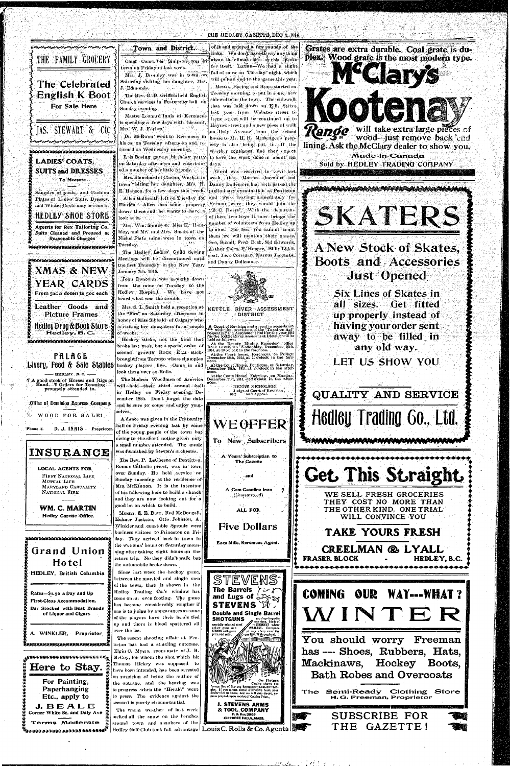THE FAMILY GROCERY

## The Celebrated English K Boot

For Sale Here

JAS. STEWART & CO.

---

## LADIES' COATS, SUITS and DRESSES

To Measure

Samples of goods, and Fashion Plates of Ladies' Suits, Dresses, and Winter Coats may be seen at

**HEDLEY SHOE STORE**

Agents for Rex Tailoring Co. Suits Cleaned and Pressed at Reasonable Charges

---

## XMAS & NEW YEAR CARDS

From 50c a dozen to 50c each

Leather Goods and Picture Frames

**Hedley Drug & Book Store**
Hedley, B. C.

---

## PALACE
## Livery, Feed & Sale Stables

— HEDLEY B. C. —

¶ A good stock of Horses and Rigs on Hand. ¶ Orders for Teaming promptly attended to.

Office of Dominion Express Company.

WOOD FOR SALE!

Phone 14. D. J. INNIS Proprietor.

---

## INSURANCE

LOCAL AGENTS FOR
FIRST NATIONAL LIFE
MUTUAL LIFE
MARYLAND CASUALTY
NATIONAL FIRE

WM. C. MARTIN
Hedley Gazette Office.

---

## Grand Union Hotel

HEDLEY, British Columbia

Rates—$1.50 a Day and Up
First-Class Accommodation.
Bar Stocked with Best Brands of Liquor and Cigars

A. WINKLER, Proprietor.

---

## Here to Stay.

For Painting, Paperhanging Etc., apply to

**J. BEALE**
Corner White St. and Daly Ave

Terms Moderate

---

## Town and District.

Chief Constable Simpson was in town on Friday of last week.

Mrs. J. Bromley was in town on Saturday visiting her daughter, Mrs. J. Edmonds.

The Rev. G. D. Griffith held English Church services in Fraternity hall on Sunday evening.

Master Leonard Innis of Keremeos is spending a few days with his aunt, Mrs. W. J. Forbes.

Dr. McEwen went to Keremeos in his car on Tuesday afternoon and returned on Wednesday morning.

Lois Boeing gave a birthday party on Saturday afternoon and entertained a number of her little friends.

Mrs. Blanchard of Chelan, Wash. is in town visiting her daughter, Mrs. H. E. Hanson, for a few days this week.

Allen Galbraith left on Tuesday for Florida. Allen has some property down there and he wants to have a look at it.

Mrs. Wm. Sampson, Miss E. Hambley, and Mr. and Mrs. Smart of the Nickel Plate mine were in town on Tuesday.

The Hedley Ladies' Guild Sewing Meetings will be discontinued until the first Thursday in the New Year, January 7th, 1915.

John Donovan was brought down from the mine on Tuesday to the Hedley Hospital. We have not heard what was the trouble.

Mrs. S. L. Smith held a reception at the "Firs" on Saturday afternoon in honor of Miss Sibbald of Calgary who is visiting her daughters for a couple of weeks.

Hockey sticks, not the kind that broke last year, but a special order of second growth ROCK ELM sticks brought from Toronto where champion hockey players live. Come in and look them over at Rolls.

The Modern Woodmen of America will hold their third annual ball in Hedley on Friday evening, December 18th. Don't forget the date and be sure to come and enjoy yourselves.

A dance was given in the Fraternity hall on Friday evening last by some of the young people of the town but owing to the short notice given only a small number attended. The music was furnished by Steven's orchestra.

The Rev. P. LeChesne of Penticton, Roman Catholic priest, was in town over Sunday. He held service on Sunday morning at the residence of Mrs. McKinnon. It is the intention of his following here to build a church and they are now looking out for a good lot on which to build.

Messrs. E. E. Burr, Rod McDougall, Helmer Jackson, Otto Johnson, A. Winkler and constable Sproule were business visitors to Princeton on Friday. They arrived back in town in the wee sma' hours on Saturday morning after taking eight hours on the return trip. No they didn't walk but the automobile broke down.

Since last week the hockey game, between the married and single men of the town, that is shown in the Hedley Trading Co.'s window has come to an even footing. The game has become considerably rougher if one is to judge by appearances as some of the players have their heads tied up and there is blood spattered all over the ice.

The recent shooting affair at Penticton has had a startling outcome. Elgin C. Myers, room-mate of J. H. McCoy, for whom the shot which hit Thomas Hickey was supposed to have been intended, has been arrested on suspicion of being the author of the outrage, and the hearing was in progress when the "Herald" went to press. The evidence against the accused is purely circumstantial.

The warm weather of last week melted all the snow on the benches around town and members of the Hedley Golf Club took full advantage of it and enjoyed a few rounds of the links. We don't have to say anything about the climate here as this speaks for itself. LATER—We had a slight fall of snow on Tuesday night which will put an end to the game this year.

Messrs. Boeing and Brass started on Tuesday morning to put in some new sidewalks in the town. The sidewalk that was laid down on Ellis Street last year from Webster street to Irene street will be continued on to Haynes street and a new piece of walk on Daly Avenue from the school house to Mr. H. H. Messenger's property is also being put in. If the weather continues fine they expect to have the work done in about ten days.

Word was received in town last week, that Marcus Jacombs and Danny Dollemore had both passed the preliminary examination at Penticton and were leaving immediately for Vernon were they would join the "B. C. Horse". With the departure of these two boys it now brings the number of volunteers from Hedley up to nine. For fear you cannot count them we will mention their names. Geo. Boxall, Fred Beck, Sid Edwards, Arthur Coles, E. Hopper, Billie Liddicoat, Jack Corrigan, Marcus Jacombs, and Danny Dollemore.

---

### KETTLE RIVER ASSESSMENT DISTRICT

A Court of Revision and appeal in accordance with the provisions of the "Taxation Act" respecting the Assessment Roll for the year 1915 for the Kettle River Assessment District will be held as follows:

At the Deputy Mining Recorder's office Rock Creek, on Wednesday, December 16th, 1914, at 10 o'clock in the forenoon.

At the Court House, Keremeos, on Friday, December 18th, 1914, at 10 o'clock in the forenoon.

At the Court House, Penticton, on Saturday, December 19th, 1914, at 2 o'clock in the afternoon.

At the Court House, Fairview, on Monday, December 21st, 1914, at 2 o'clock in the afternoon.

HENRY NICHOLSON,
Judge of Court of Revision and Appeal.

---

## WE OFFER

To New Subscribers

A Years' Subscription to The Gazette

and

A Gem Gasoline Iron (Guaranteed)

ALL FOR

**Five Dollars**

Ezra Mills, Keremeos Agent.

---

## STEVENS

The Barrels and Lugs of STEVENS

**Double and Single Barrel SHOTGUNS** are drop-forged in one piece. Made of specially selected steel—STRONGEST where other guns are WEAKEST. Compare STEVENS with guns at any where near the price and note our QUALITY throughout.

Our Shotgun Catalog shows the famous line of Stevens Repeaters—Doubles—Singles. If you cannot obtain STEVENS from your dealer let us know, and we will ship direct, express prepaid, upon receipt of Catalog Price.

J. STEVENS ARMS & TOOL COMPANY
P. O. Box 5005,
CHICOPEE FALLS, MASS.

Louis C. Rolls & Co. Agents

---

Grates are extra durable. Coal grate is duplex. Wood grate is the most modern type.

## McClary's Kootenay Range

will take extra large pieces of wood—just remove back-end lining. Ask the McClary dealer to show you.

Made-in-Canada
Sold by HEDLEY TRADING COMPANY

---

# SKATERS

## A New Stock of Skates, Boots and Accessories Just Opened

Six Lines of Skates in all sizes. Get fitted up properly instead of having your order sent away to be filled in any old way.

LET US SHOW YOU

QUALITY AND SERVICE

**Hedley Trading Co., Ltd.**

---

## Get This Straight

WE SELL FRESH GROCERIES THEY COST NO MORE THAN THE OTHER KIND. ONE TRIAL WILL CONVINCE YOU

**TAKE YOURS FRESH**

CREELMAN & LYALL
FRASER BLOCK - HEDLEY, B.C.

---

## COMING OUR WAY---WHAT?
# WINTER

You should worry Freeman has —— Shoes, Rubbers, Hats, Mackinaws, Hockey Boots, Bath Robes and Overcoats

The Semi-Ready Clothing Store
H. G. Freeman, Proprietor

---

SUBSCRIBE FOR THE GAZETTE!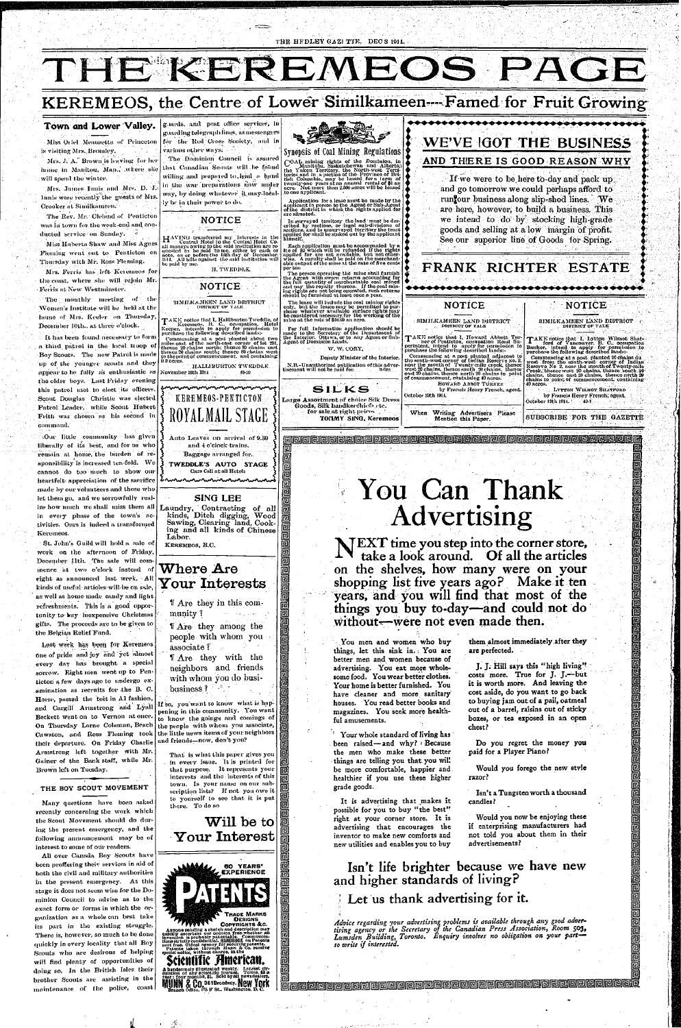# THE KEREMEOS PAGE

## KEREMEOS, the Centre of Lower Similkameen----Famed for Fruit Growing

### Town and Lower Valley.

Miss Oriel Mennsette of Princeton is visiting Mrs. Bromley.

Mrs. J. A. Brown is leaving for her home in Manitou, Man., where she will spend the winter.

Mrs. James Innis and Mrs. D. J. Innis were recently the guests of Mrs. Crooker at Similkameen.

The Rev. Mr. Cleland of Penticton was in town for the week-end and conducted service on Sunday.

Miss Huberta Shaw and Miss Agnes Fleming went out to Penticton on Thursday with Mr. Ross Fleming.

Mrs. Ferris has left Keremeos for the coast, where she will rejoin Mr. Ferris at New Westminster.

The monthly meeting of the Women's Institute will be held at the home of Mrs. Keeler on Thursday, December 10th., at three o'clock.

It has been found necessary to form a third patrol in the local troop of Boy Scouts. The new Patrol is made up of the younger scouts and they appear to be fully as enthusiastic as the older boys. Last Friday evening this patrol met to elect its officers. Scout Douglas Christie was elected Patrol Leader, while Scout Hubert Frith was chosen as his second in command.

Our little community has given liberally of its best, and for us who remain at home, the burden of responsibility is increased ten-fold. We cannot do too much to show our heartfelt appreciation of the sacrifice made by our volunteers and those who let them go, and we sorrowfully realize how much we shall miss them all in every phase of the town's activities. Ours is indeed a transformed Keremeos.

St. John's Guild will hold a sale of work on the afternoon of Friday, December 11th. The sale will commence at two o'clock instead of eight as announced last week. All kinds of useful articles will be on sale, as well as home made candy and light refreshments. This is a good opportunity to buy inexpensive Christmas gifts. The proceeds are to be given to the Belgian Relief Fund.

Last week has been for Keremeos one of pride and joy and yet almost every day has brought a special sorrow. Eight men went up to Penticton a few days ago to undergo examination as recruits for the B. C. Horse, passed the test in A1 fashion, and Cargill Armstrong and Lyall Beckett went on to Vernon at once. On Thursday Lorne Coleman, Beach Cawston, and Ross Fleming took their departure. On Friday Charlie Armstrong left together with Mr. Gainer of the Bank staff, while Mr. Brown left on Tuesday.

### THE BOY SCOUT MOVEMENT

Many questions have been asked recently concerning the work which the Scout Movement should do during the present emergency, and the following announcement may be of interest to some of our readers.

All over Canada Boy Scouts have been proffering their services in aid of both the civil and military authorities in the present emergency. At this stage it does not seem wise for the Dominion Council to advise as to the exact form or forms in which the organization as a whole can best take its part in the existing struggle. There is, however, so much to be done quickly in every locality that all Boy Scouts who are desirous of helping will find plenty of opportunities of doing so. In the British Isles their brother Scouts are assisting in the maintenance of the police, coast guards, and post office services, in guarding telegraph lines, as messengers for the Red Cross Society, and in various other ways.

The Dominion Council is assured that Canadian Scouts will be found willing and prepared to lend a hand in the war preparations now under way, by doing whatever it may locally be in their power to do.

### NOTICE

HAVING transferred my interests in the Central Hotel to the Central Hotel Co. all moneys owing to the said institution are requested to be paid to me, either by cash or note, on or before the 15th day of December, 1914. All bills against the said institution will be paid by me.

H. TWEDDLE.

### NOTICE

SIMILKAMEEN LAND DISTRICT
DISTRICT OF YALE

TAKE notice that I, Halliburton Tweddle, of Keremeos, B. C., occupation, Hotel Keeper, intends to apply for permission to purchase the following described lands:-

Commencing at a post planted about two miles east of the north-east corner of lot 291, thence 20 chains north; thence 80 chains east thence 20 chains south; thence 80 chains west to the point of commencement, and containing 160 acres.

HALLIBURTON TWEDDLE

November 28th 1914 16-10

### KEREMEOS-PENTICTON ROYAL MAIL STAGE

Auto Leaves on arrival of 9.30 and 4 o'clock trains.
Baggage arranged for.

**TWEDDLE'S AUTO STAGE**
Cars Call at all Hotels

### SING LEE

Laundry, Contracting of all kinds, Ditch digging, Wood Sawing, Clearing land, Cooking and all kinds of Chinese Labor.

KEREMEOS, B.C.

## Where Are Your Interests

¶ Are they in this community ?

¶ Are they among the people with whom you associate ?

¶ Are they with the neighbors and friends with whom you do business ?

If so, you want to know what is happening in this community. You want to know the goings and comings of the people with whom you associate, the little news items of your neighbors and friends—now, don't you?

That is what this paper gives you in every issue. It is printed for that purpose. It represents your interests and the interests of this town. Is your name on our subscription lists? If not you owe it to yourself to see that it is put there. To do so

## Will be to Your Interest

60 YEARS' EXPERIENCE

**PATENTS**

TRADE MARKS
DESIGNS
COPYRIGHTS &C.

Anyone sending a sketch and description may quickly ascertain our opinion free whether an invention is probably patentable. Communications strictly confidential. HANDBOOK on Patents sent free. Oldest agency for securing patents. Patents taken through Munn & Co. receive special notice, without charge, in the

**Scientific American.**

A handsomely illustrated weekly. Largest circulation of any scientific journal. Terms, $3 a year; four months, $1. Sold by all newsdealers.

MUNN & Co. 361 Broadway, New York
Branch Office, 625 F St., Washington, D. C.

### Synopsis of Coal Mining Regulations

COAL mining rights of the Dominion, in Manitoba, Saskatchewan and Alberta, the Yukon Territory, the North-west Territories and in a portion of the Province of British Columbia, may be leased for a term of twenty-one years at an annual rental of $1 an acre. Not more than 2,560 acres will be leased to one applicant.

Application for a lease must be made by the applicant in person to the Agent or Sub-Agent of the district in which the rights applied for are situated.

In surveyed territory the land must be described by sections, or legal sub-divisions of sections, and in unsurveyed territory the tract applied for shall be staked out by the applicant himself.

Each application must be accompanied by a fee of $5 which will be refunded if the rights applied for are not available, but not otherwise. A royalty shall be paid on the merchantable output of the mine at the rate of five cents per ton.

The person operating the mine shall furnish the Agent with sworn returns accounting for the full quantity of merchantable coal mined and pay the royalty thereon. If the coal mining rights are not being operated, such returns should be furnished at least once a year.

The lease will include the coal mining rights only, but the lessee may be permitted to purchase whatever available surface rights may be considered necessary for the working of the mine at the rate of $10.00 an acre.

For full information application should be made to the Secretary of the Department of the Interior, Ottawa, or to any Agent or Sub-Agent of Dominion Lands.

W. W. CORY,

Deputy Minister of the Interior.

N.B.—Unauthorized publication of this advertisement will not be paid for. 9-6m

### SILKS

Large Assortment of choice Silk Dress Goods, Silk handkerchiefs etc. for sale at right prices.

TOMMY SING, Keremeos

## WE'VE GOT THE BUSINESS

### AND THERE IS GOOD REASON WHY

If we were to be here to-day and pack up and go tomorrow we could perhaps afford to run our business along slip-shod lines. We are here, however, to build a business. This we intend to do by stocking high-grade goods and selling at a low margin of profit. See our superior line of Goods for Spring.

## FRANK RICHTER ESTATE

### NOTICE

SIMILKAMEEN LAND DISTRICT
DISTRICT OF YALE

TAKE notice that I, Howard Abbott Turner of Penticton, occupation Road Superintendent, intend to apply for permission to purchase the following described lands:-

Commencing at a post planted adjacent to the south-west corner of Indian Reserve No. 2, near the mouth of Twenty-mile creek, thence west 20 chains, thence south 20 chains, thence east 20 chains, thence north 20 chains to point of commencement, containing 40 acres.

HOWARD ABBOT TURNER
by Francis Henry French, agent.

October 19th 1914.

### NOTICE

SIMILKAMEEN LAND DISTRICT
DISTRICT OF YALE

TAKE notice that I, Lytton Wilmot Shatford of Vancouver, B. C., occupation Banker, intend to apply for permission to purchase the following described lands:-

Commencing at a post planted 20 chains due west from the south-west corner of Indian Reserve No. 2, near the mouth of Twenty-mile Creek, thence west 20 chains, thence south 20 chains, thence east 20 chains, thence north 20 chains to point of commencement, containing 40 acres.

LYTTON WILMOT SHATFORD
by Francis Henry French, agent.

October 19th 1914. 40-4

When Writing Advertisers Please Mention this Paper.

SUBSCRIBE FOR THE GAZETTE

# You Can Thank Advertising

**NEXT time you step into the corner store, take a look around. Of all the articles on the shelves, how many were on your shopping list five years ago? Make it ten years, and you will find that most of the things you buy to-day—and could not do without—were not even made then.**

You men and women who buy things, let this sink in. You are better men and women because of advertising. You eat more wholesome food. You wear better clothes. Your home is better furnished. You have cleaner and more sanitary houses. You read better books and magazines. You seek more healthful amusements.

Your whole standard of living has been raised—and why? Because the men who make these better things are telling you that you will be more comfortable, happier and healthier if you use these higher grade goods.

It is advertising that makes it possible for you to buy "the best" right at your corner store. It is advertising that encourages the inventor to make new comforts and new utilities and enables you to buy them almost immediately after they are perfected.

J. J. Hill says this "high living" costs more. True for J. J.—but it is worth more. And leaving the cost aside, do you want to go back to buying jam out of a pail, oatmeal out of a barrel, raisins out of sticky boxes, or tea exposed in an open chest?

Do you regret the money you paid for a Player Piano?

Would you forego the new style razor?

Isn't a Tungsten worth a thousand candles?

Would you now be enjoying these if enterprising manufacturers had not told you about them in their advertisements?

**Isn't life brighter because we have new and higher standards of living?**

**Let us thank advertising for it.**

*Advice regarding your advertising problems is available through any good advertising agency or the Secretary of the Canadian Press Association, Room 503, Lumsden Building, Toronto. Enquiry involves no obligation on your part—so write if interested.*